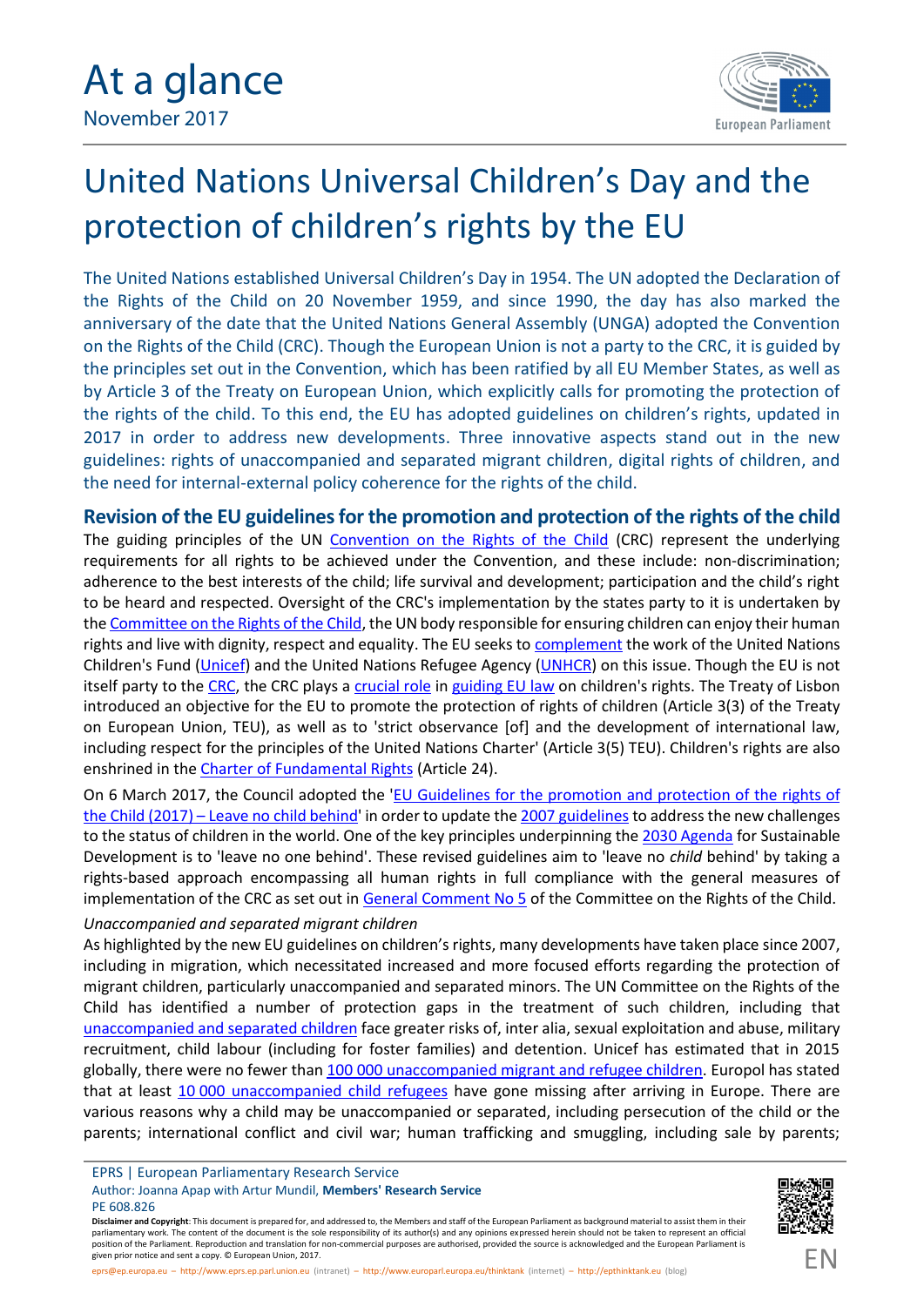# At a glance

November 2017

# United Nations Universal Children's Day and the protection of children's rights by the EU

The United Nations established Universal Children's Day in 1954. The UN adopted the Declaration of the Rights of the Child on 20 November 1959, and since 1990, the day has also marked the anniversary of the date that the United Nations General Assembly (UNGA) adopted the Convention on the Rights of the Child (CRC). Though the European Union is not a party to the CRC, it is guided by the principles set out in the Convention, which has been ratified by all EU Member States, as well as by Article 3 of the Treaty on European Union, which explicitly calls for promoting the protection of the rights of the child. To this end, the EU has adopted guidelines on children's rights, updated in 2017 in order to address new developments. Three innovative aspects stand out in the new guidelines: rights of unaccompanied and separated migrant children, digital rights of children, and the need for internal-external policy coherence for the rights of the child.

## Revision of the EU guidelines for the promotion and protection of the rights of the child

The guiding principles of the UN Convention on the Rights of the Child (CRC) represent the underlying requirements for all rights to be achieved under the Convention, and these include: non-discrimination; adherence to the best interests of the child; life survival and development; participation and the child's right to be heard and respected. Oversight of the CRC's implementation by the states party to it is undertaken by the Committee on the Rights of the Child, the UN body responsible for ensuring children can enjoy their human rights and live with dignity, respect and equality. The EU seeks to complement the work of the United Nations Children's Fund (Unicef) and the United Nations Refugee Agency (UNHCR) on this issue. Though the EU is not itself party to the CRC, the CRC plays a crucial role in guiding EU law on children's rights. The Treaty of Lisbon introduced an objective for the EU to promote the protection of rights of children (Article 3(3) of the Treaty on European Union, TEU), as well as to 'strict observance [of] and the development of international law, including respect for the principles of the United Nations Charter' (Article 3(5) TEU). Children's rights are also enshrined in the Charter of Fundamental Rights (Article 24).

On 6 March 2017, the Council adopted the 'EU Guidelines for the promotion and protection of the rights of the Child (2017) – Leave no child behind' in order to update the 2007 guidelines to address the new challenges to the status of children in the world. One of the key principles underpinning the 2030 Agenda for Sustainable Development is to 'leave no one behind'. These revised guidelines aim to 'leave no *child* behind' by taking a rights-based approach encompassing all human rights in full compliance with the general measures of implementation of the CRC as set out in General Comment No 5 of the Committee on the Rights of the Child.

*Unaccompanied and separated migrant children*

As highlighted by the new EU guidelines on children's rights, many developments have taken place since 2007, including in migration, which necessitated increased and more focused efforts regarding the protection of migrant children, particularly unaccompanied and separated minors. The UN Committee on the Rights of the Child has identified a number of protection gaps in the treatment of such children, including that unaccompanied and separated children face greater risks of, inter alia, sexual exploitation and abuse, military recruitment, child labour (including for foster families) and detention. Unicef has estimated that in 2015 globally, there were no fewer than 100 000 unaccompanied migrant and refugee children. Europol has stated that at least 10 000 unaccompanied child refugees have gone missing after arriving in Europe. There are various reasons why a child may be unaccompanied or separated, including persecution of the child or the parents; international conflict and civil war; human trafficking and smuggling, including sale by parents;

EPRS | European Parliamentary Research Service

Author: Joanna Apap with Artur Mundil, **Members' Research Service**

PE 608.826

**Disclaimer and Copyright**: This document is prepared for, and addressed to, the Members and staff of the European Parliament as background material to assist them in their parliamentary work. The content of the document is the sole responsibility of its author(s) and any opinions expressed herein should not be taken to represent an official position of the Parliament. Reproduction and translation for non-commercial purposes are authorised, provided the source is acknowledged and the European Parliament is given prior notice and sent a copy. © European Union, 2017.

eprs@ep.europa.eu – http://www.eprs.ep.parl.union.eu (intranet) – http://www.europarl.europa.eu/thinktank (internet) – http://epthinktank.eu (blog)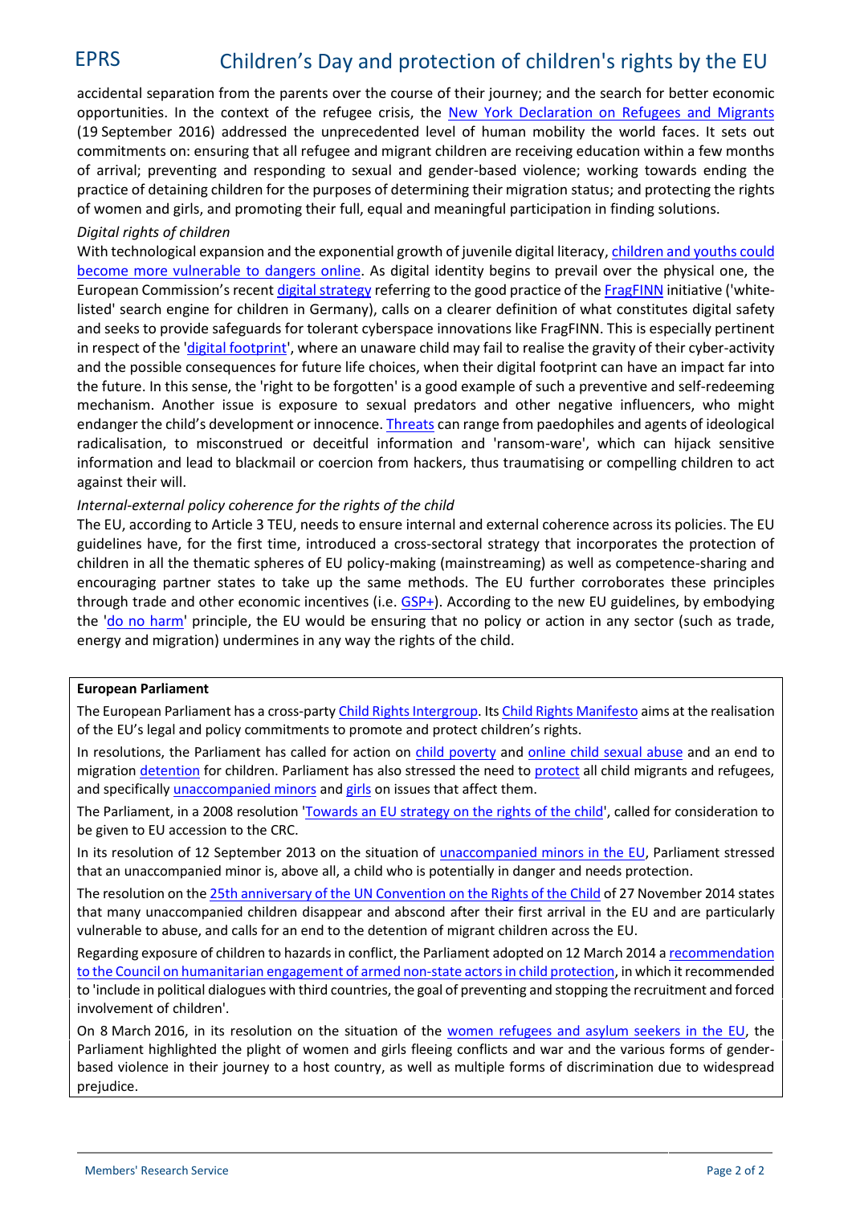accidental separation from the parents over the course of their journey; and the search for better economic opportunities. In the context of the refugee crisis, the New York Declaration on Refugees and Migrants (19 September 2016) addressed the unprecedented level of human mobility the world faces. It sets out commitments on: ensuring that all refugee and migrant children are receiving education within a few months of arrival; preventing and responding to sexual and gender-based violence; working towards ending the practice of detaining children for the purposes of determining their migration status; and protecting the rights of women and girls, and promoting their full, equal and meaningful participation in finding solutions.

*Digital rights of children*

With technological expansion and the exponential growth of juvenile digital literacy, children and youths could become more vulnerable to dangers online. As digital identity begins to prevail over the physical one, the European Commission's recent digital strategy referring to the good practice of the FragFINN initiative ('white-listed' search engine for children in Germany), calls on a clearer definition of what constitutes digital safety and seeks to provide safeguards for tolerant cyberspace innovations like FragFINN. This is especially pertinent in respect of the 'digital footprint', where an unaware child may fail to realise the gravity of their cyber-activity and the possible consequences for future life choices, when their digital footprint can have an impact far into the future. In this sense, the 'right to be forgotten' is a good example of such a preventive and self-redeeming mechanism. Another issue is exposure to sexual predators and other negative influencers, who might endanger the child's development or innocence. Threats can range from paedophiles and agents of ideological radicalisation, to misconstrued or deceitful information and 'ransom-ware', which can hijack sensitive information and lead to blackmail or coercion from hackers, thus traumatising or compelling children to act against their will.

*Internal-external policy coherence for the rights of the child*

The EU, according to Article 3 TEU, needs to ensure internal and external coherence across its policies. The EU guidelines have, for the first time, introduced a cross-sectoral strategy that incorporates the protection of children in all the thematic spheres of EU policy-making (mainstreaming) as well as competence-sharing and encouraging partner states to take up the same methods. The EU further corroborates these principles through trade and other economic incentives (i.e. GSP+). According to the new EU guidelines, by embodying the 'do no harm' principle, the EU would be ensuring that no policy or action in any sector (such as trade, energy and migration) undermines in any way the rights of the child.

**European Parliament**

The European Parliament has a cross-party Child Rights Intergroup. Its Child Rights Manifesto aims at the realisation of the EU's legal and policy commitments to promote and protect children's rights.

In resolutions, the Parliament has called for action on child poverty and online child sexual abuse and an end to migration detention for children. Parliament has also stressed the need to protect all child migrants and refugees, and specifically unaccompanied minors and girls on issues that affect them.

The Parliament, in a 2008 resolution 'Towards an EU strategy on the rights of the child', called for consideration to be given to EU accession to the CRC.

In its resolution of 12 September 2013 on the situation of unaccompanied minors in the EU, Parliament stressed that an unaccompanied minor is, above all, a child who is potentially in danger and needs protection.

The resolution on the 25th anniversary of the UN Convention on the Rights of the Child of 27 November 2014 states that many unaccompanied children disappear and abscond after their first arrival in the EU and are particularly vulnerable to abuse, and calls for an end to the detention of migrant children across the EU.

Regarding exposure of children to hazards in conflict, the Parliament adopted on 12 March 2014 a recommendation to the Council on humanitarian engagement of armed non-state actors in child protection, in which it recommended to 'include in political dialogues with third countries, the goal of preventing and stopping the recruitment and forced involvement of children'.

On 8 March 2016, in its resolution on the situation of the women refugees and asylum seekers in the EU, the Parliament highlighted the plight of women and girls fleeing conflicts and war and the various forms of gender-based violence in their journey to a host country, as well as multiple forms of discrimination due to widespread prejudice.